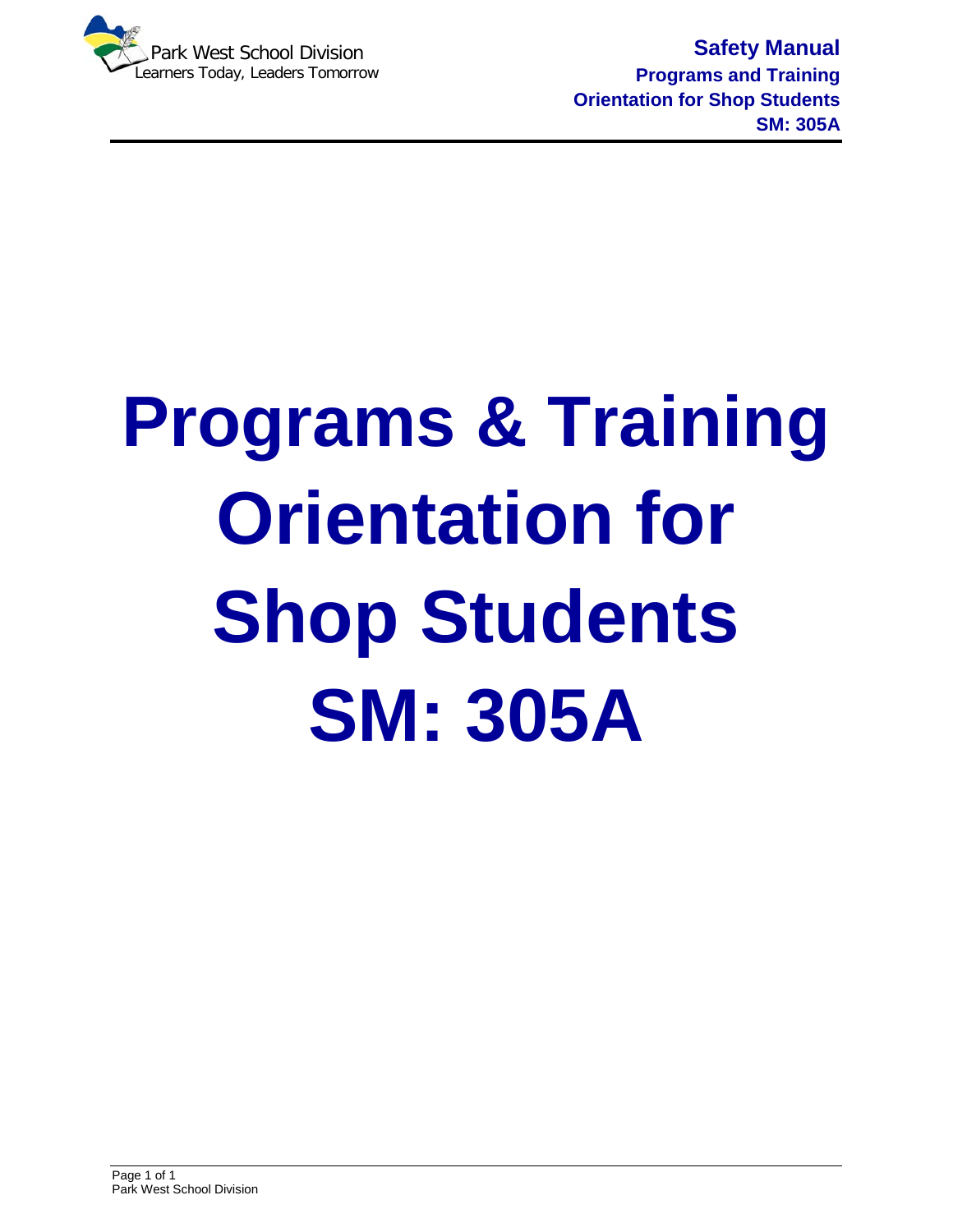# Programs & Training Orientation for Shop Students SM: 305A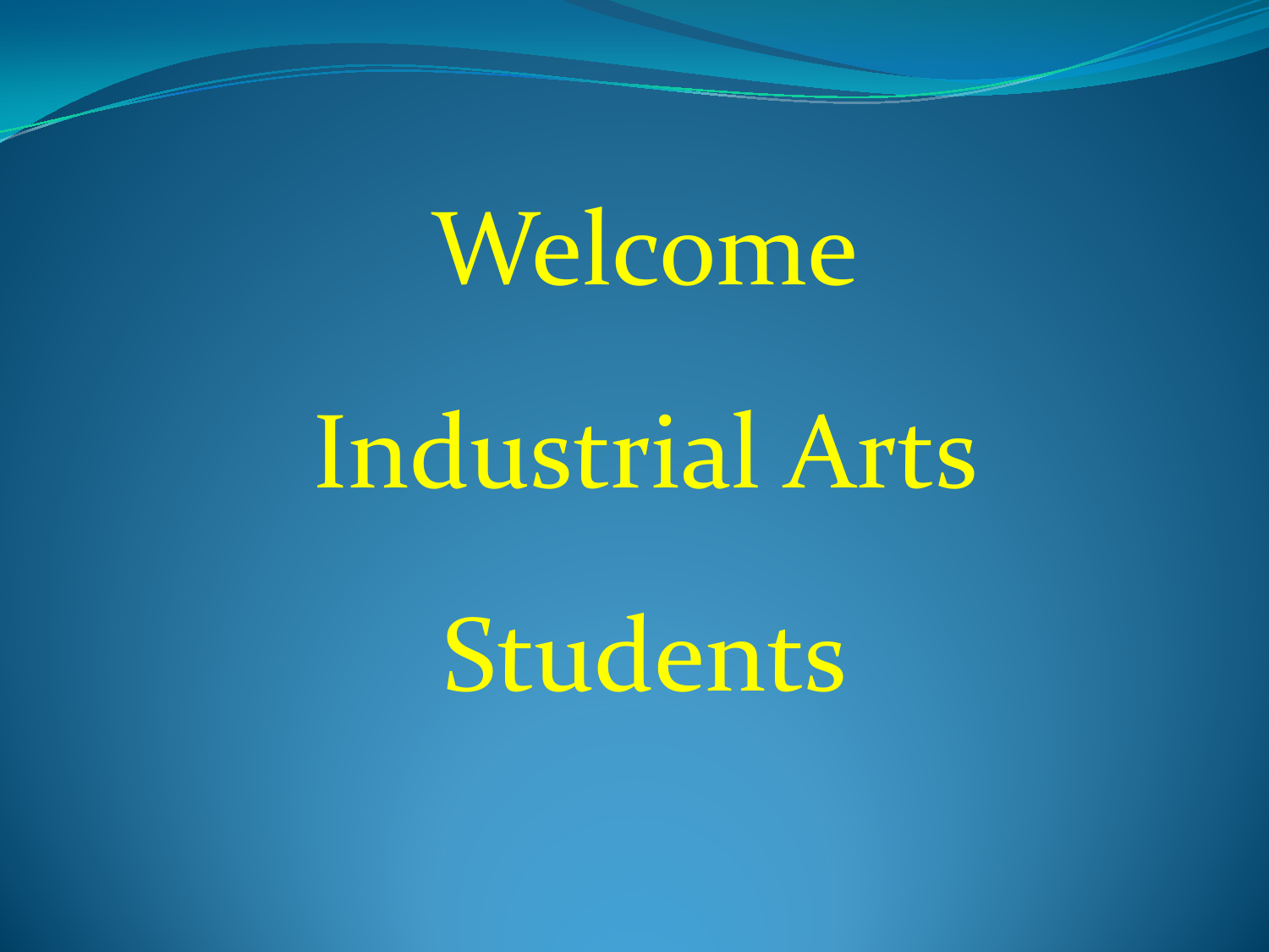# Welcome

# Industrial Arts

# Students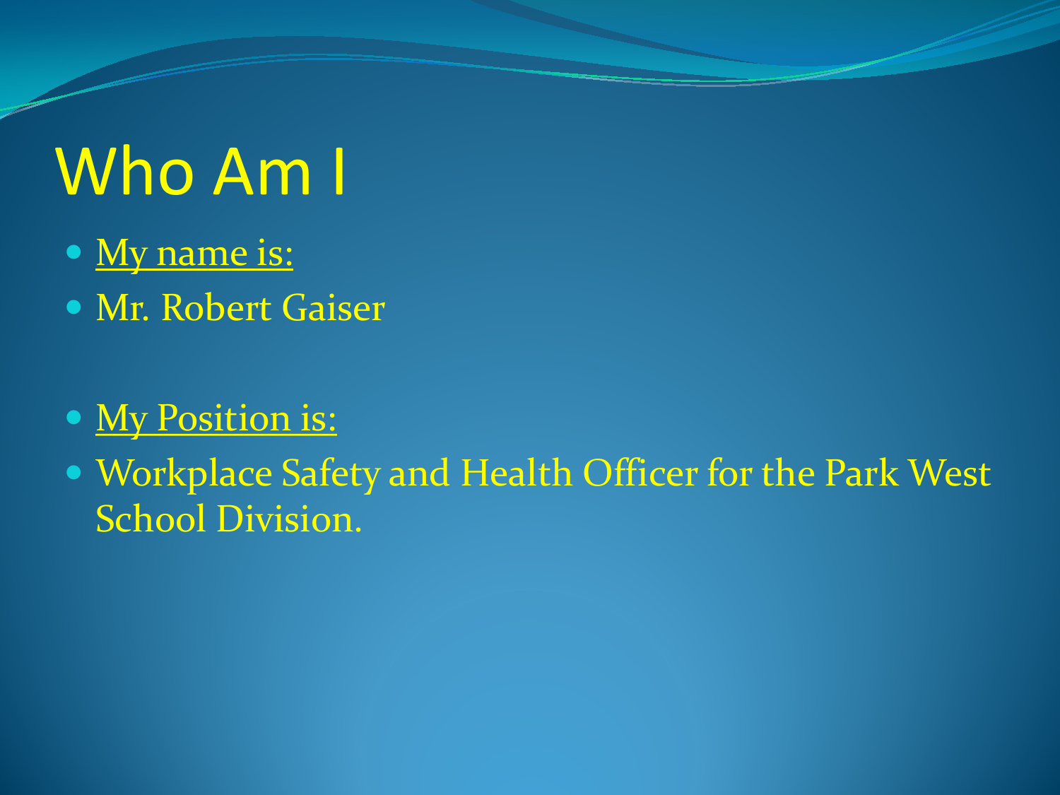# Who Am I

- <u>My name is:</u>
- Mr. Robert Gaiser

- <u>My Position is:</u>
- Workplace Safety and Health Officer for the Park West School Division.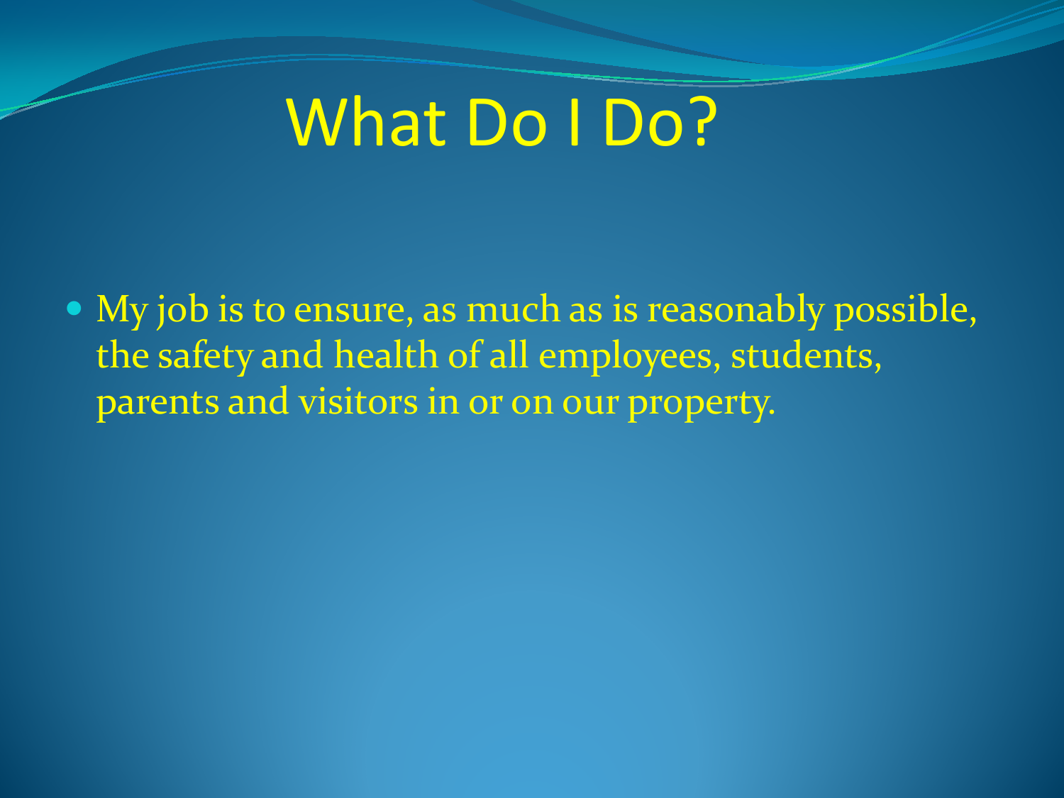# What Do I Do?

- My job is to ensure, as much as is reasonably possible, the safety and health of all employees, students, parents and visitors in or on our property.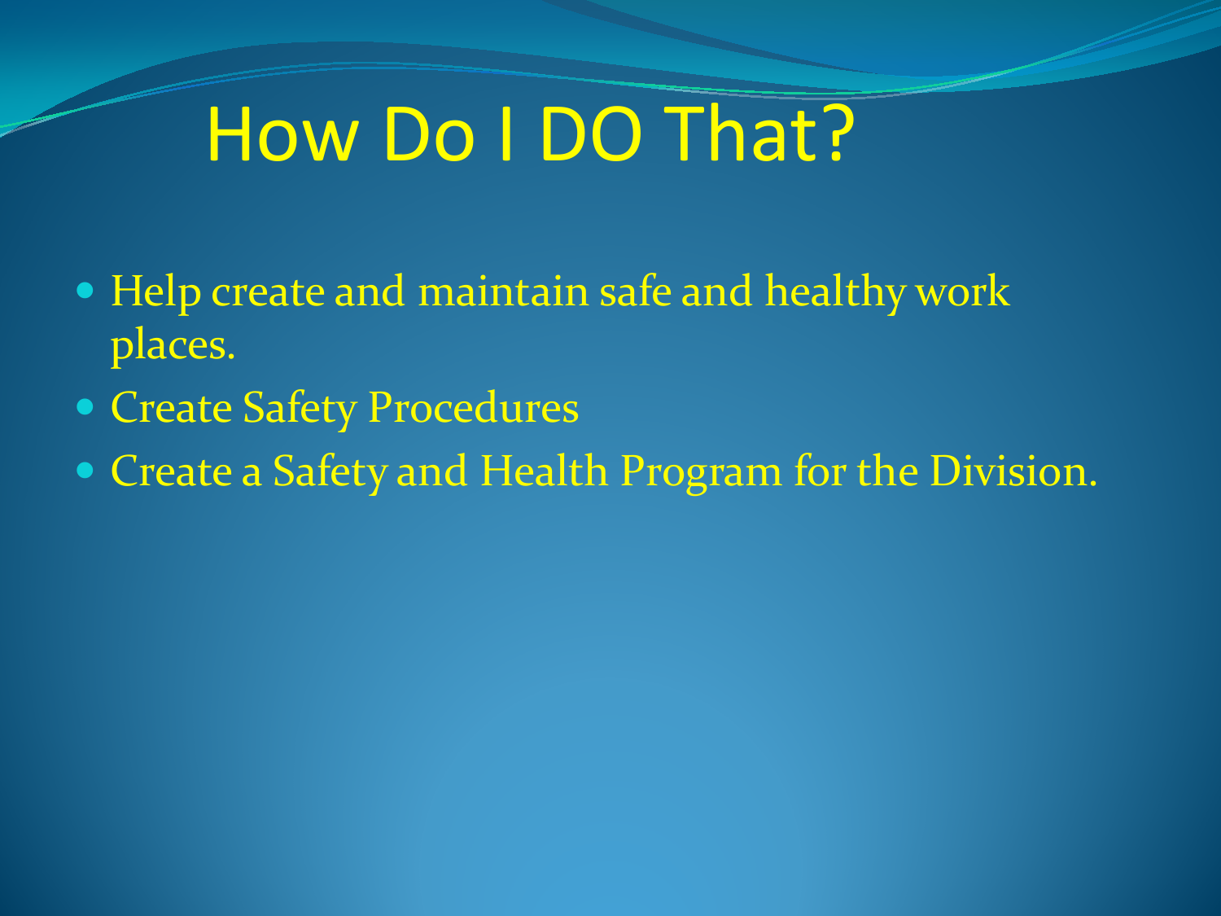# How Do I DO That?

- Help create and maintain safe and healthy work places.
- Create Safety Procedures
- Create a Safety and Health Program for the Division.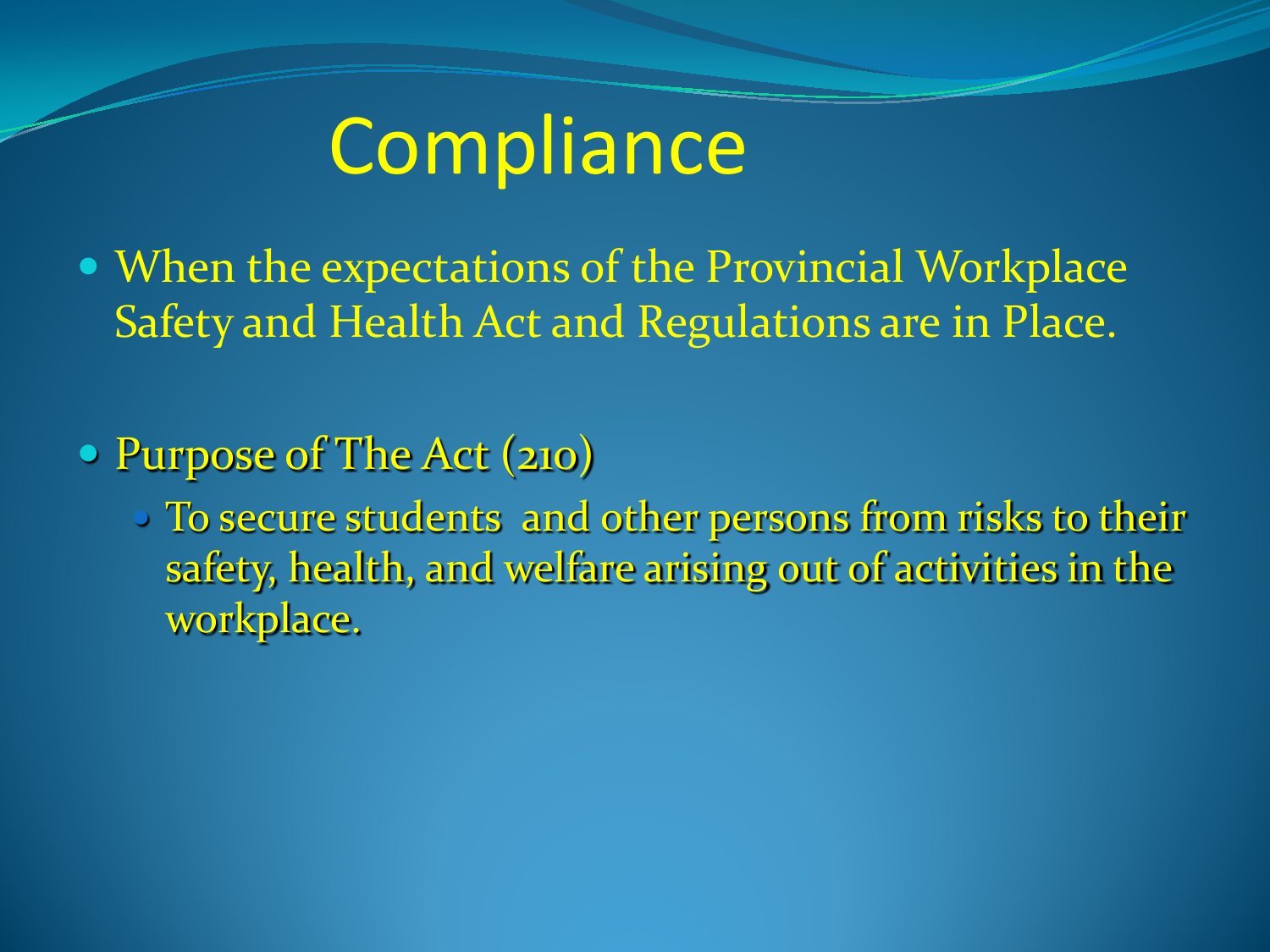# Compliance

- When the expectations of the Provincial Workplace Safety and Health Act and Regulations are in Place.

- Purpose of The Act (210)
  - To secure students  and other persons from risks to their safety, health, and welfare arising out of activities in the workplace.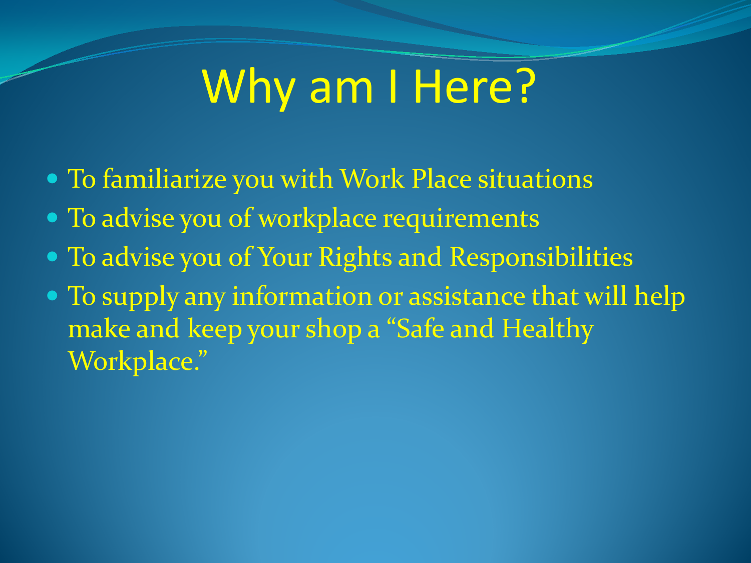# Why am I Here?

- To familiarize you with Work Place situations
- To advise you of workplace requirements
- To advise you of Your Rights and Responsibilities
- To supply any information or assistance that will help make and keep your shop a "Safe and Healthy Workplace."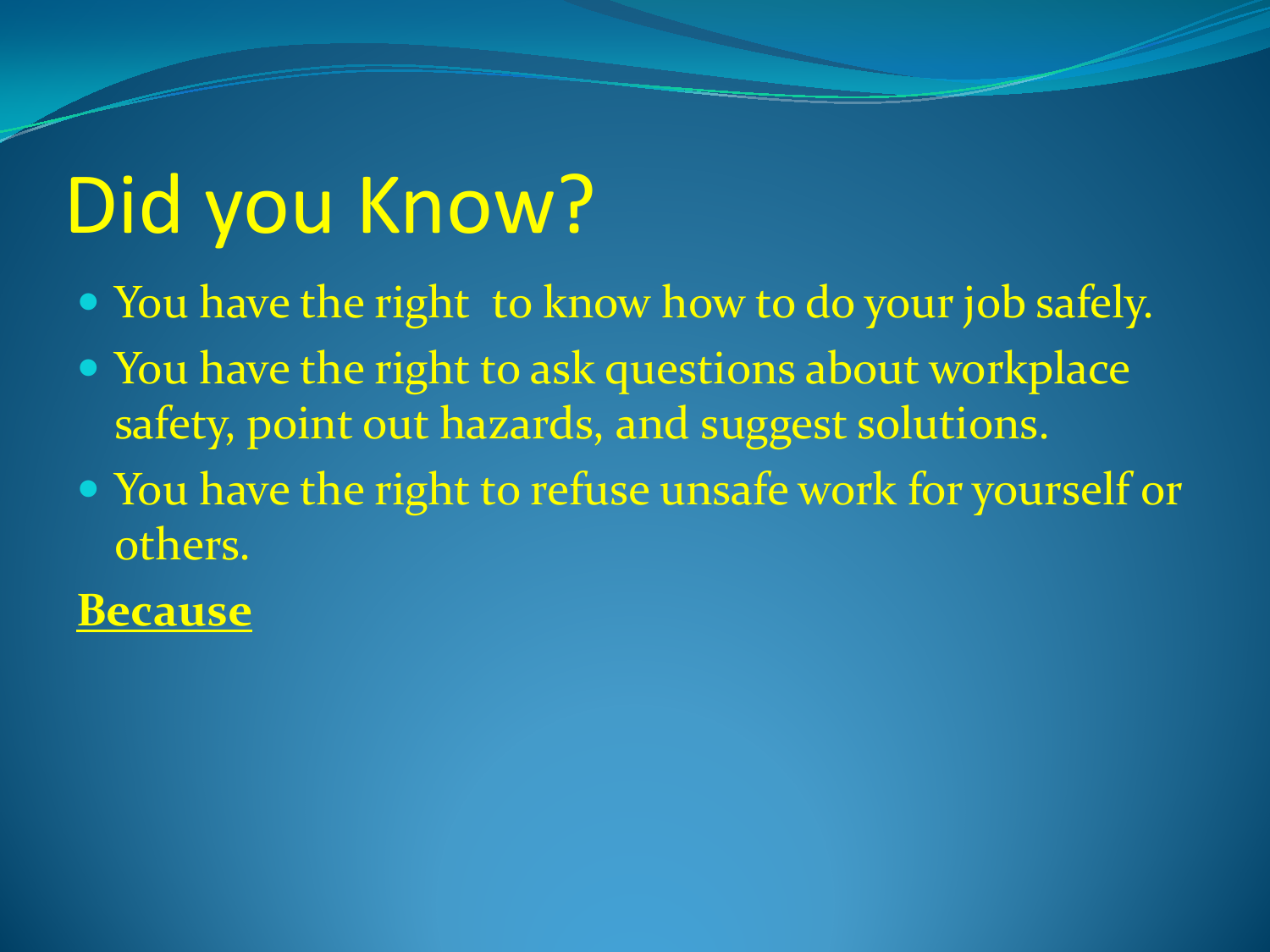# Did you Know?

- You have the right  to know how to do your job safely.
- You have the right to ask questions about workplace safety, point out hazards, and suggest solutions.
- You have the right to refuse unsafe work for yourself or others.

**Because**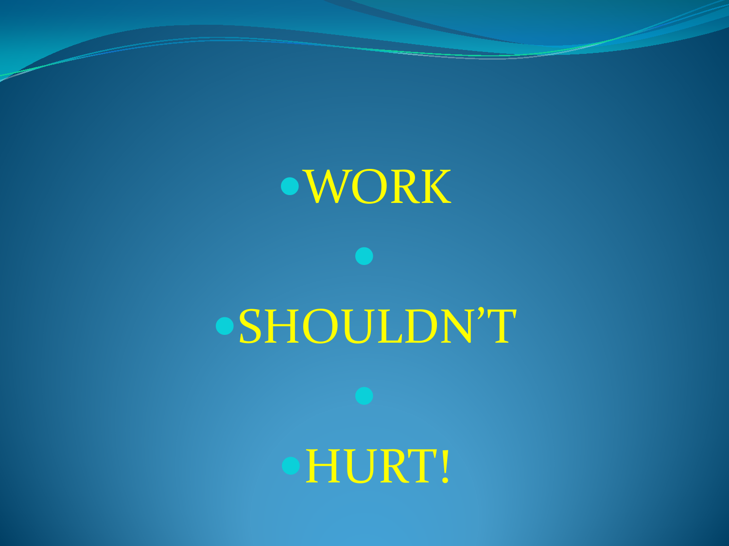- WORK
- 
- SHOULDN'T
- 
- HURT!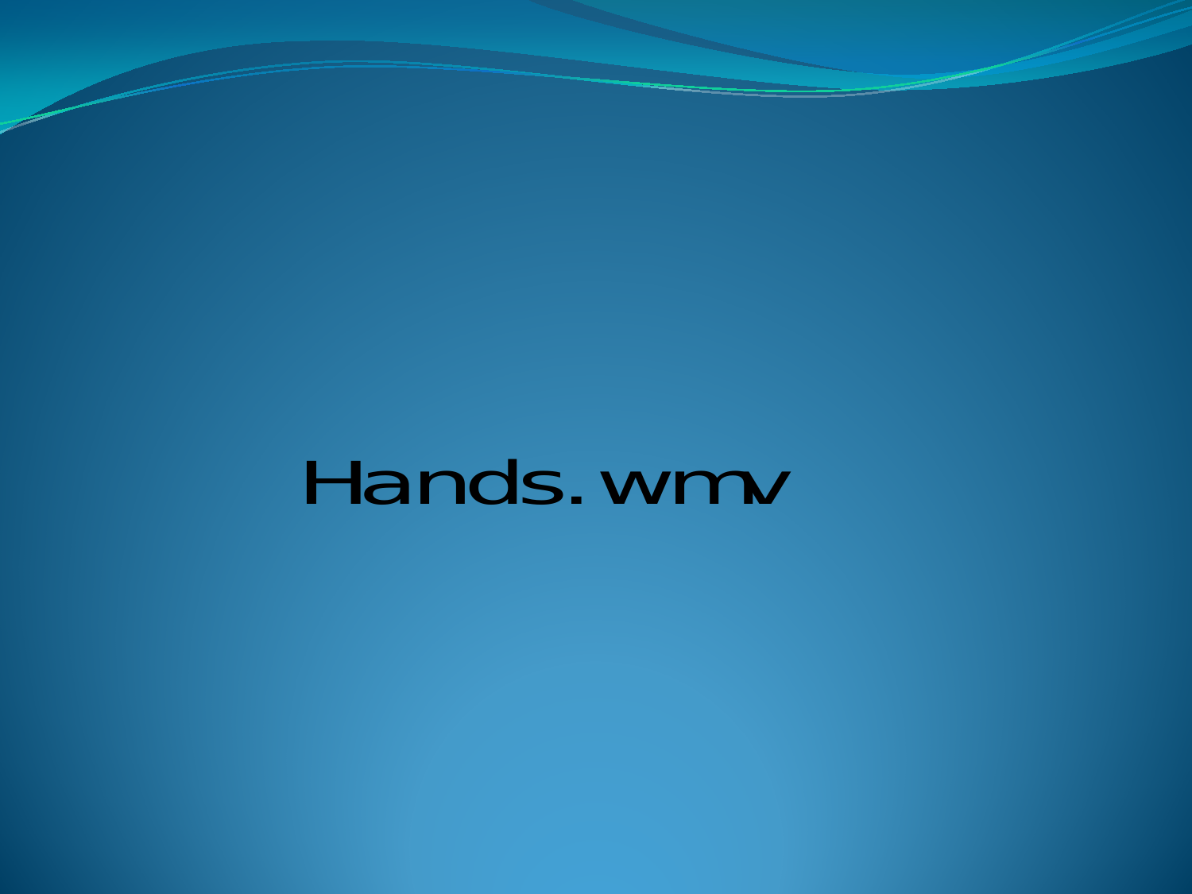Hands.wmv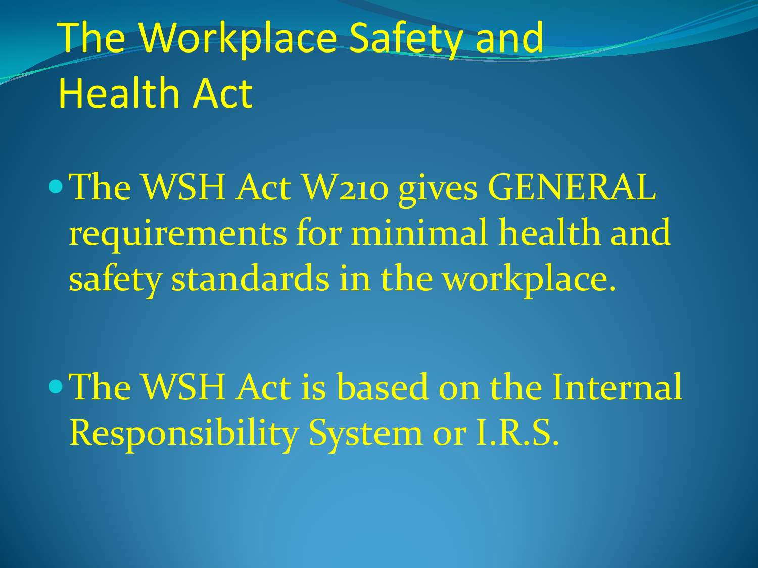# The Workplace Safety and Health Act

- The WSH Act W210 gives GENERAL requirements for minimal health and safety standards in the workplace.
- The WSH Act is based on the Internal Responsibility System or I.R.S.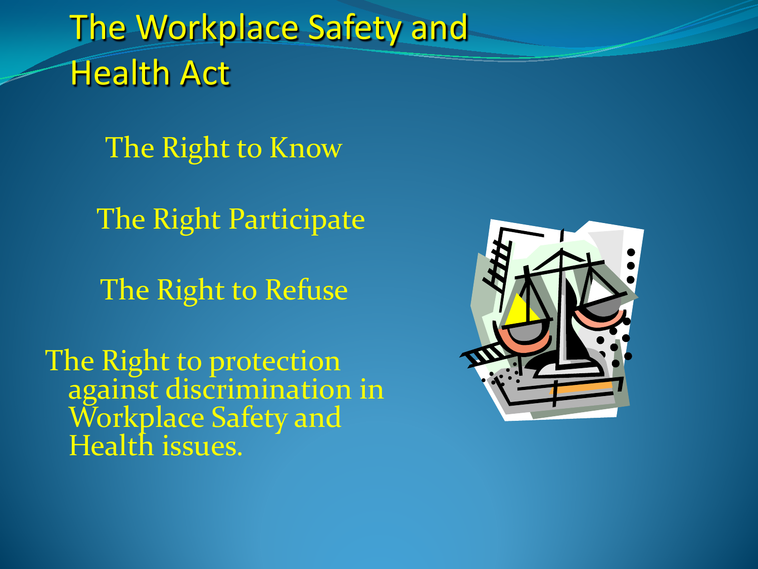# The Workplace Safety and Health Act

The Right to Know

The Right Participate

The Right to Refuse

The Right to protection against discrimination in Workplace Safety and Health issues.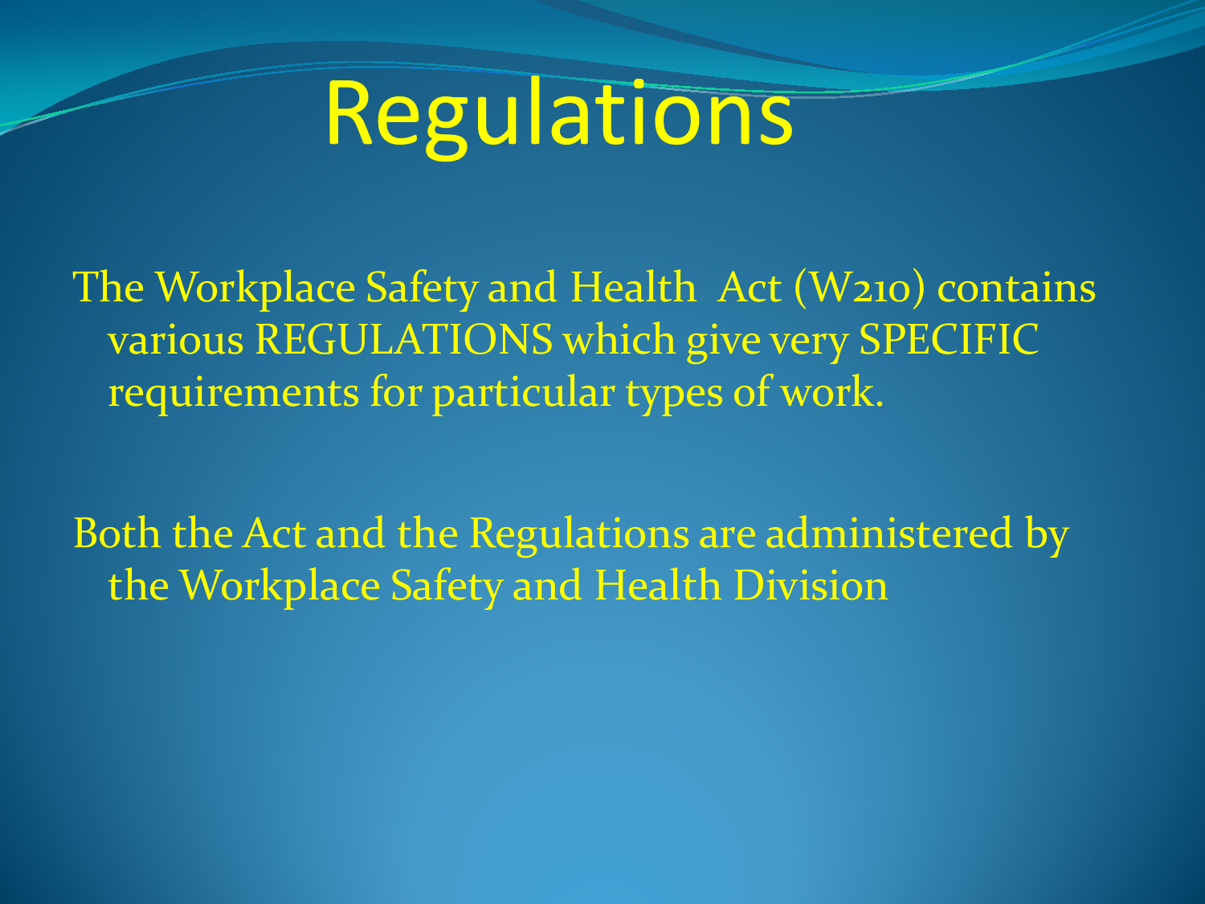# Regulations

The Workplace Safety and Health Act (W210) contains various REGULATIONS which give very SPECIFIC requirements for particular types of work.

Both the Act and the Regulations are administered by the Workplace Safety and Health Division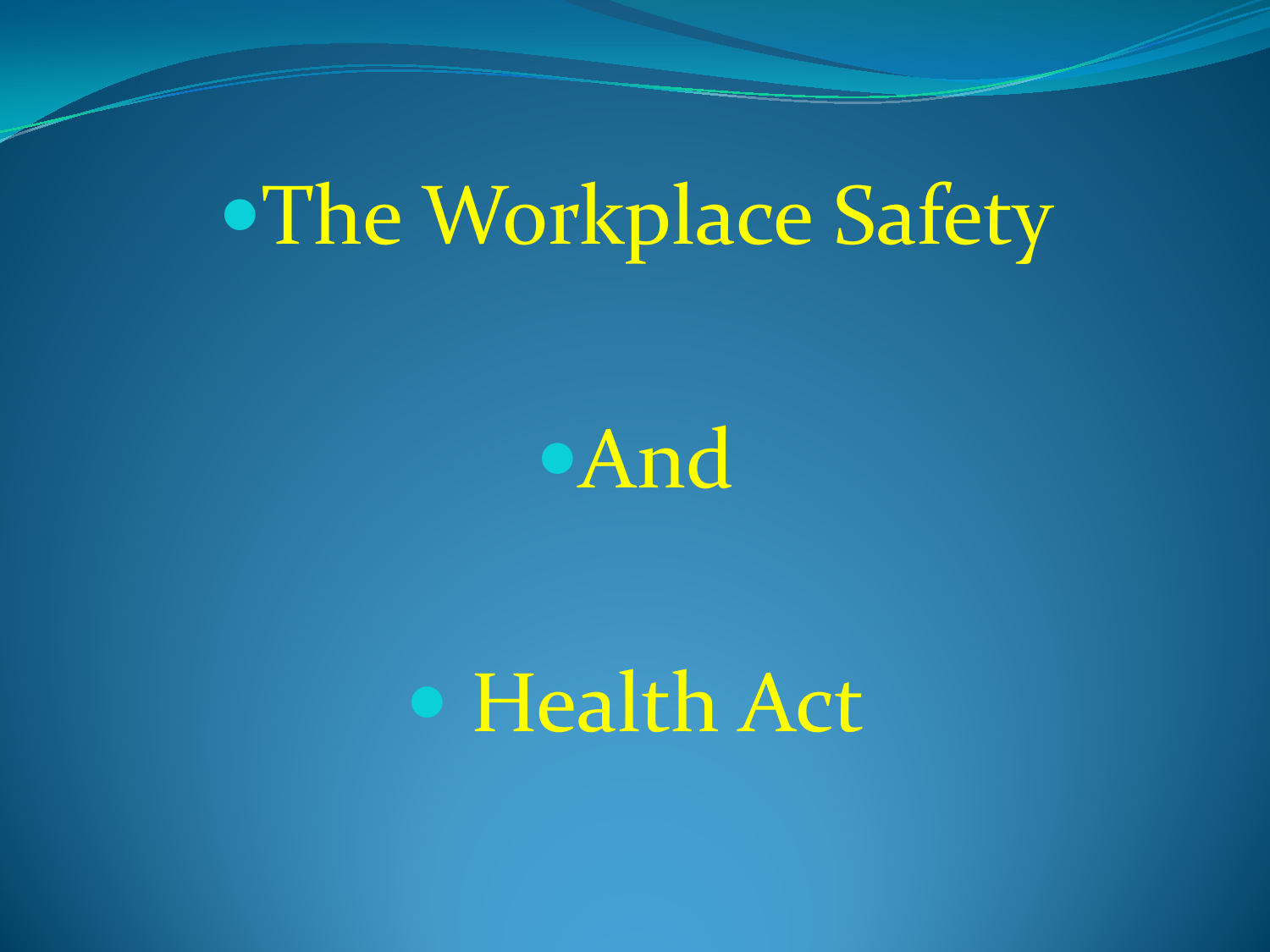- The Workplace Safety
- And
- Health Act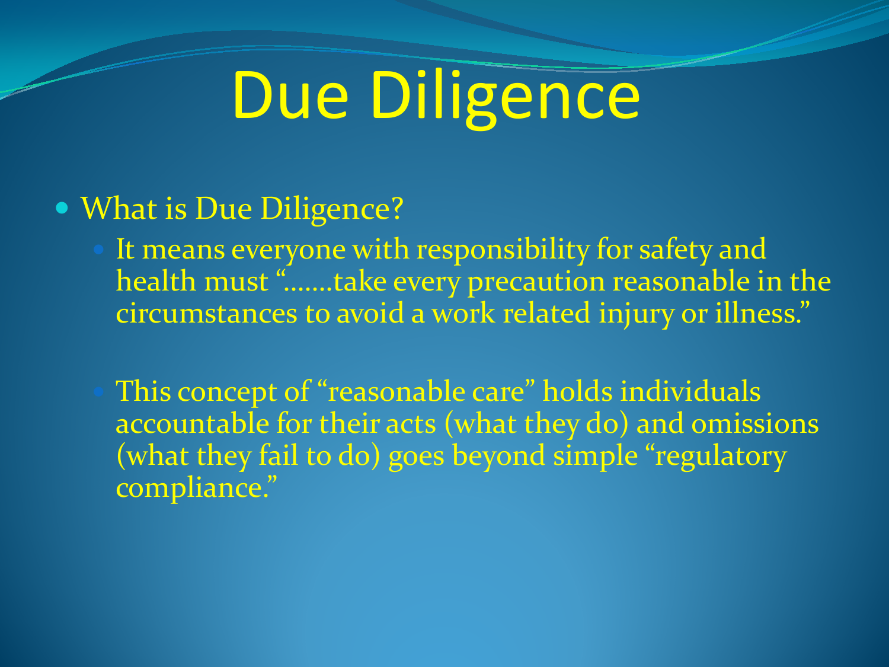# Due Diligence

- What is Due Diligence?
  - It means everyone with responsibility for safety and health must “.......take every precaution reasonable in the circumstances to avoid a work related injury or illness.”
  - This concept of “reasonable care” holds individuals accountable for their acts (what they do) and omissions (what they fail to do) goes beyond simple “regulatory compliance.”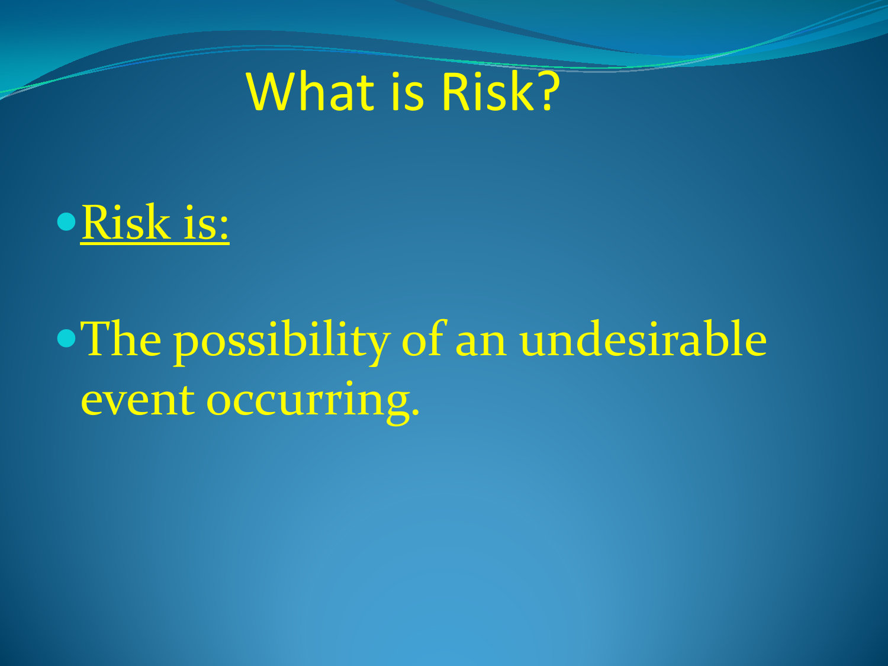# What is Risk?

- <u>Risk is:</u>
- The possibility of an undesirable event occurring.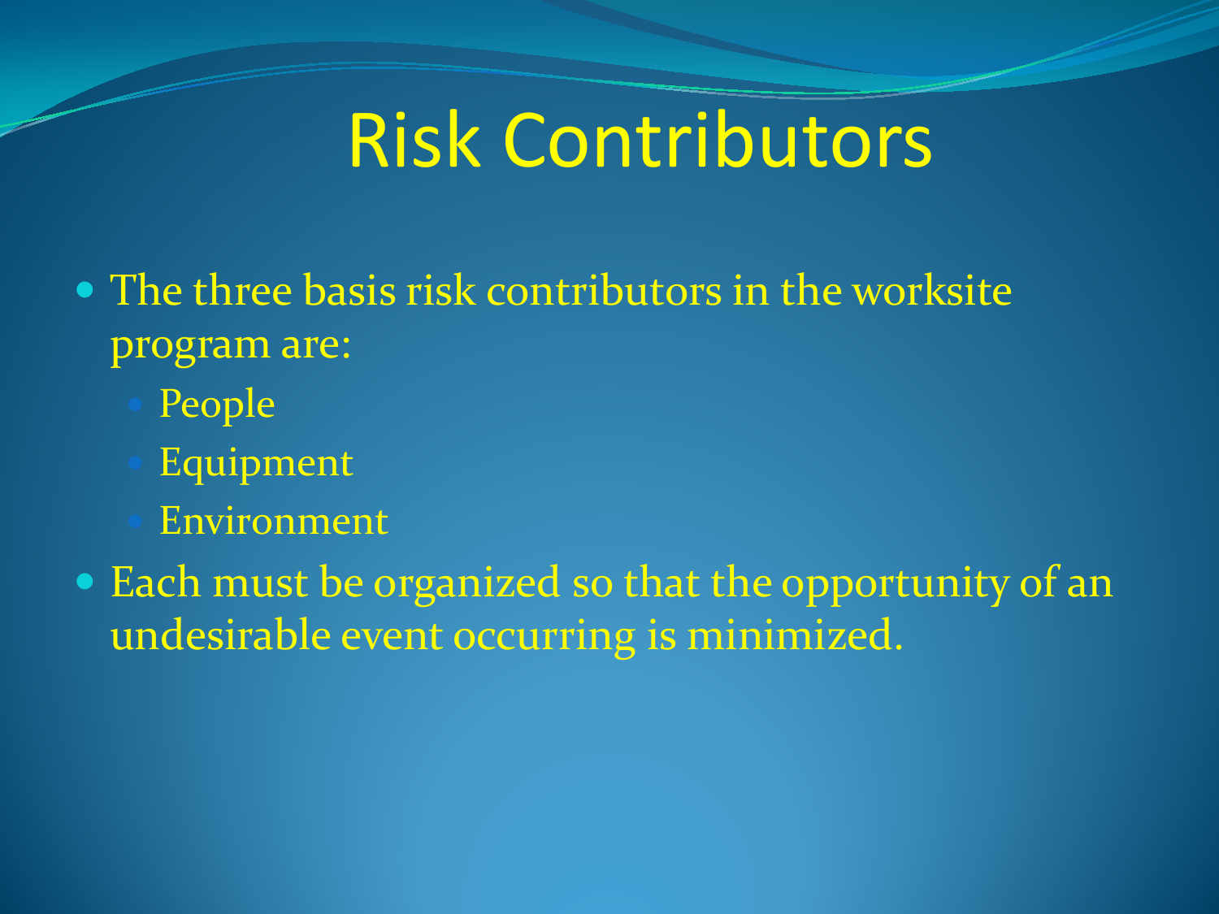# Risk Contributors

- The three basis risk contributors in the worksite program are:
  - People
  - Equipment
  - Environment
- Each must be organized so that the opportunity of an undesirable event occurring is minimized.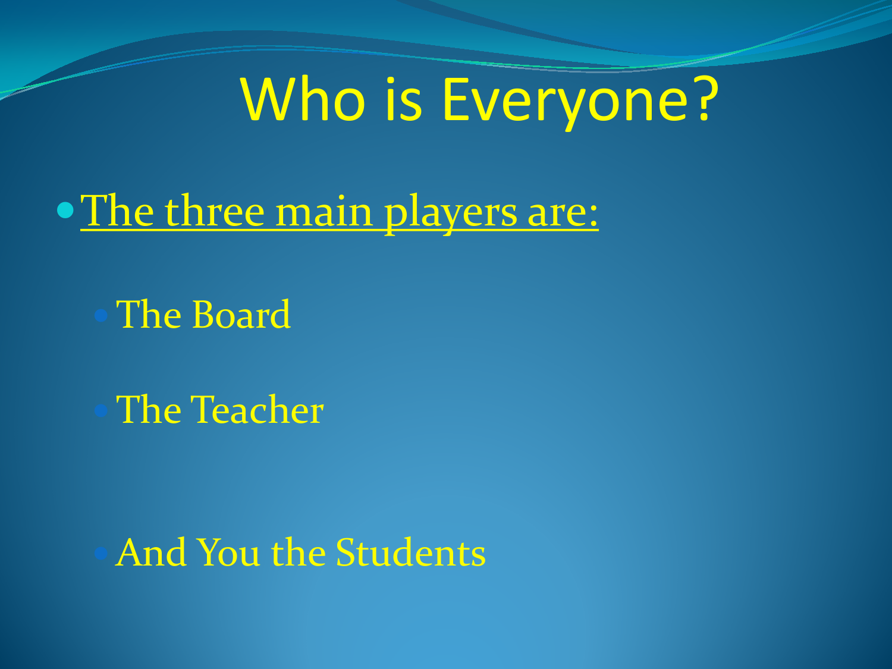# Who is Everyone?

- The three main players are:
  - The Board
  - The Teacher
  - And You the Students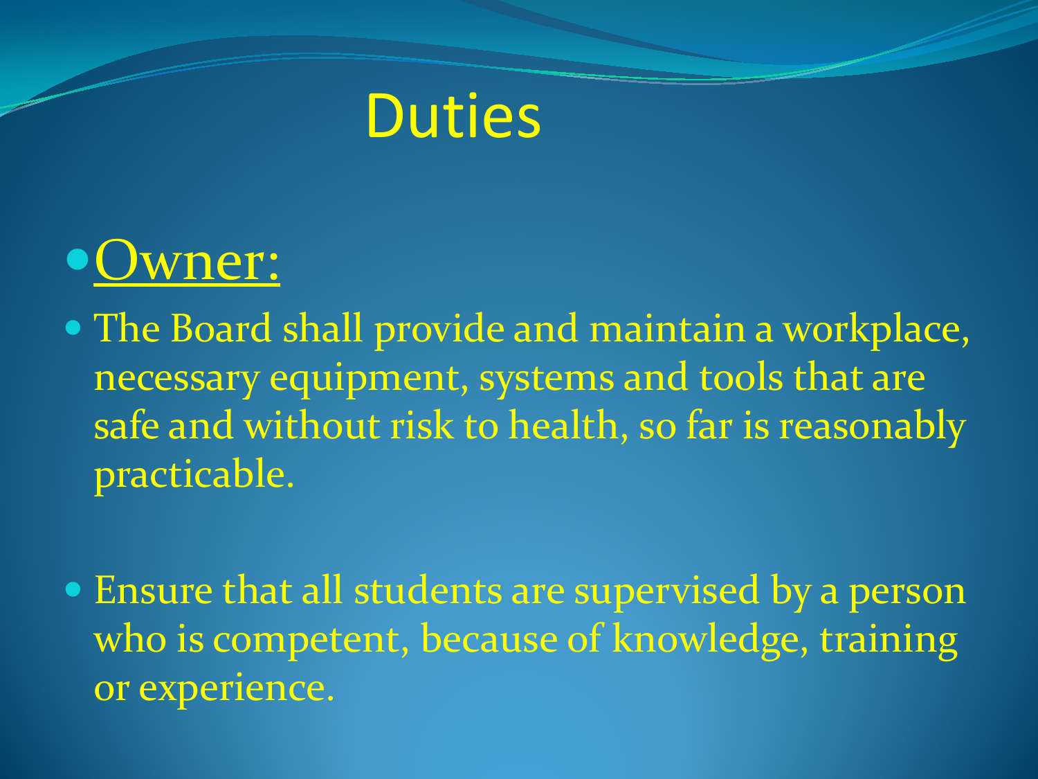# Duties

- <u>Owner:</u>
- The Board shall provide and maintain a workplace, necessary equipment, systems and tools that are safe and without risk to health, so far is reasonably practicable.
- Ensure that all students are supervised by a person who is competent, because of knowledge, training or experience.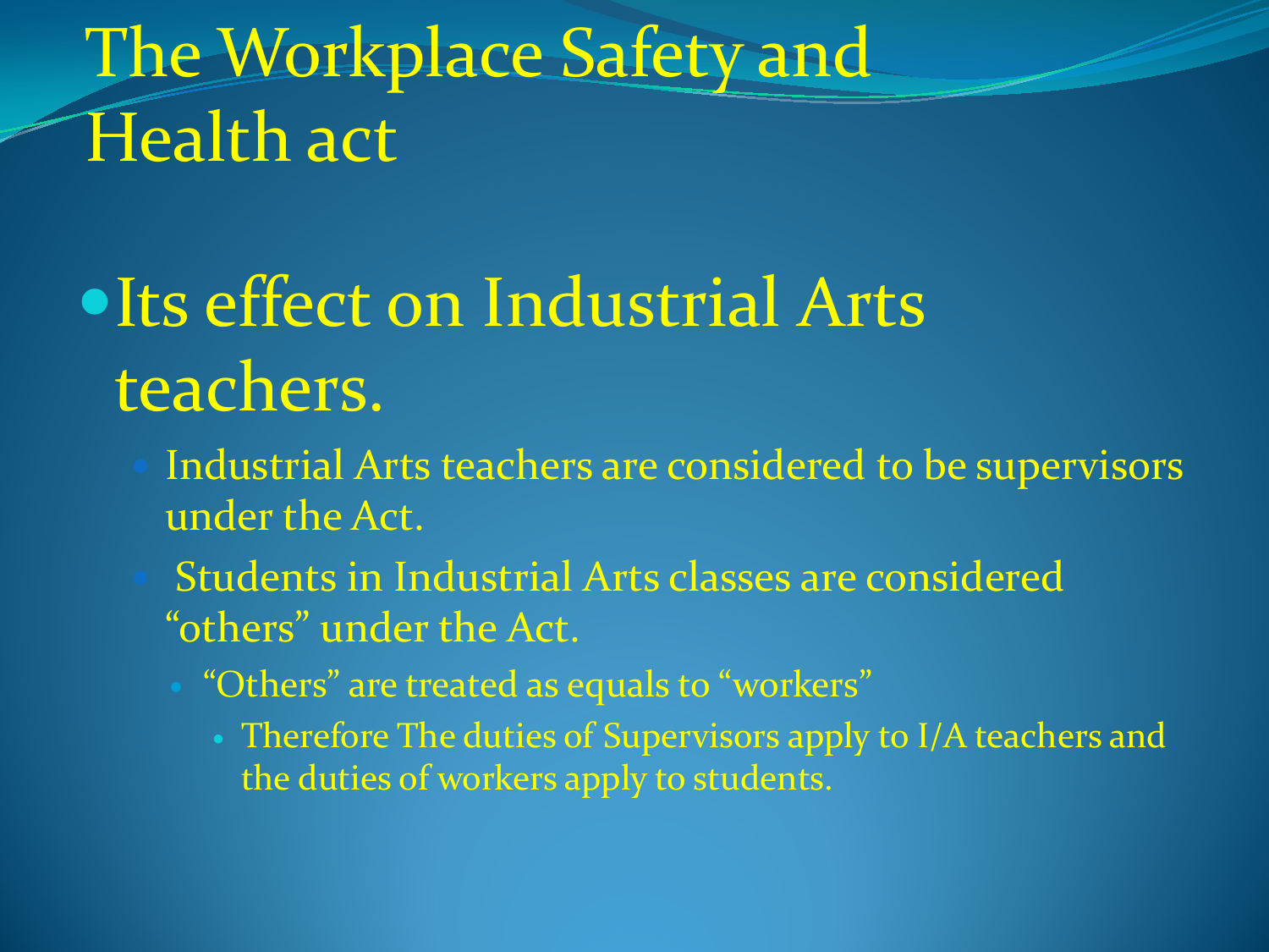# The Workplace Safety and Health act

- Its effect on Industrial Arts teachers.
  - Industrial Arts teachers are considered to be supervisors under the Act.
  - Students in Industrial Arts classes are considered "others" under the Act.
    - "Others" are treated as equals to "workers"
      - Therefore The duties of Supervisors apply to I/A teachers and the duties of workers apply to students.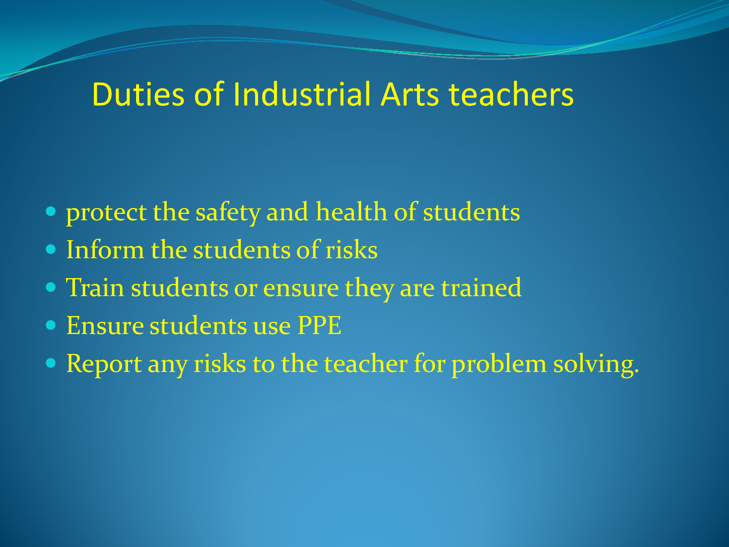# Duties of Industrial Arts teachers

- protect the safety and health of students
- Inform the students of risks
- Train students or ensure they are trained
- Ensure students use PPE
- Report any risks to the teacher for problem solving.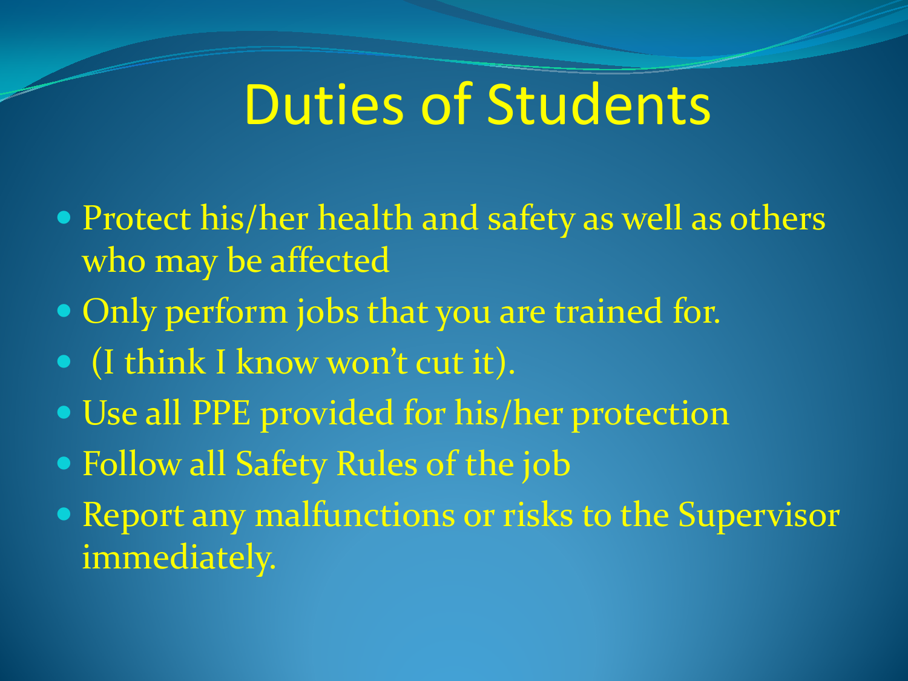# Duties of Students

- Protect his/her health and safety as well as others who may be affected
- Only perform jobs that you are trained for.
- (I think I know won't cut it).
- Use all PPE provided for his/her protection
- Follow all Safety Rules of the job
- Report any malfunctions or risks to the Supervisor immediately.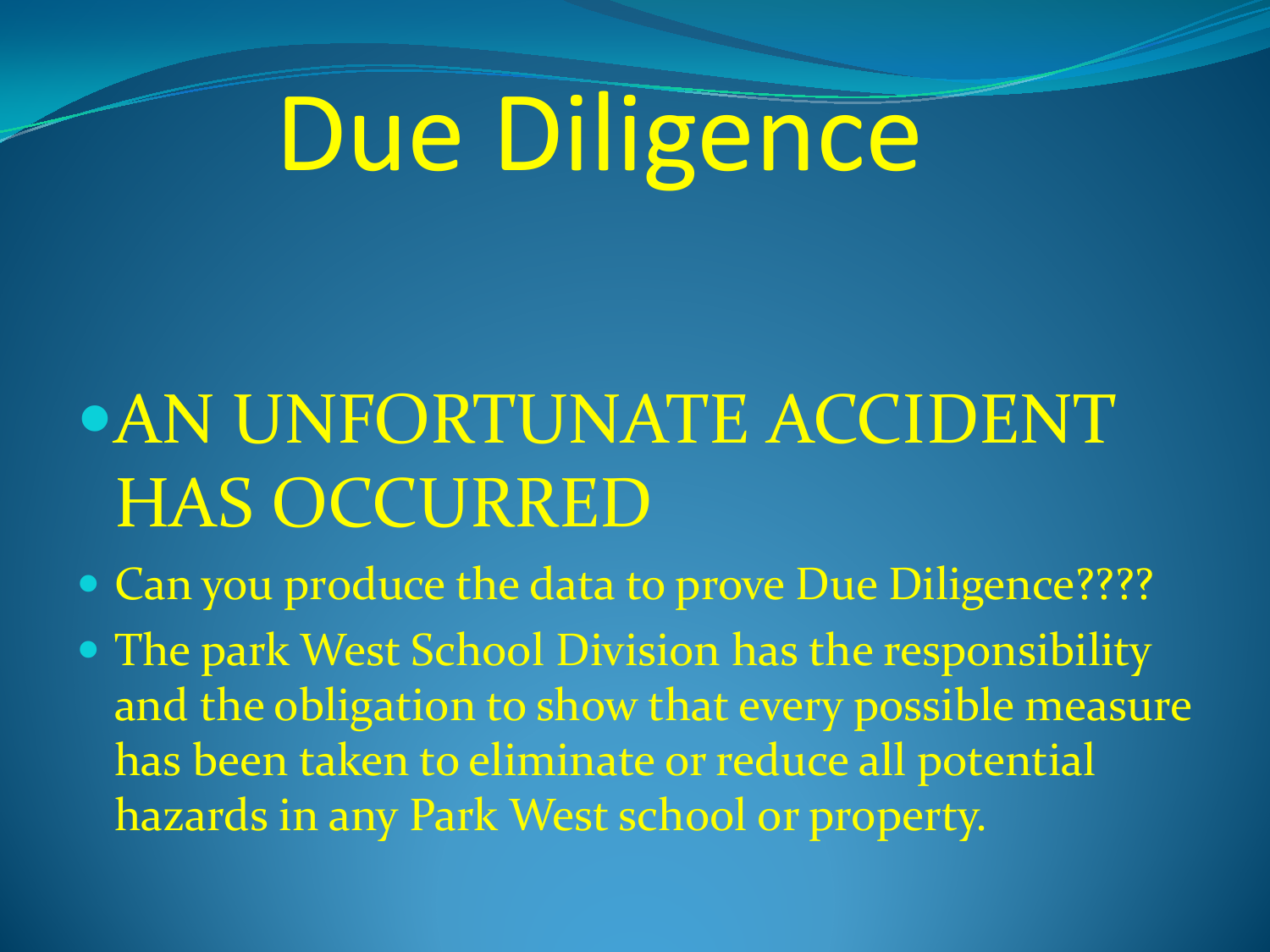# Due Diligence

- AN UNFORTUNATE ACCIDENT HAS OCCURRED
- Can you produce the data to prove Due Diligence????
- The park West School Division has the responsibility and the obligation to show that every possible measure has been taken to eliminate or reduce all potential hazards in any Park West school or property.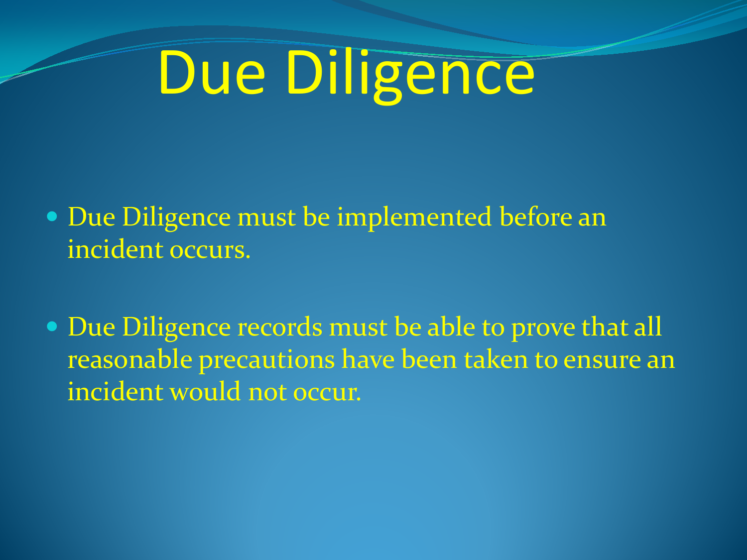# Due Diligence

- Due Diligence must be implemented before an incident occurs.

- Due Diligence records must be able to prove that all reasonable precautions have been taken to ensure an incident would not occur.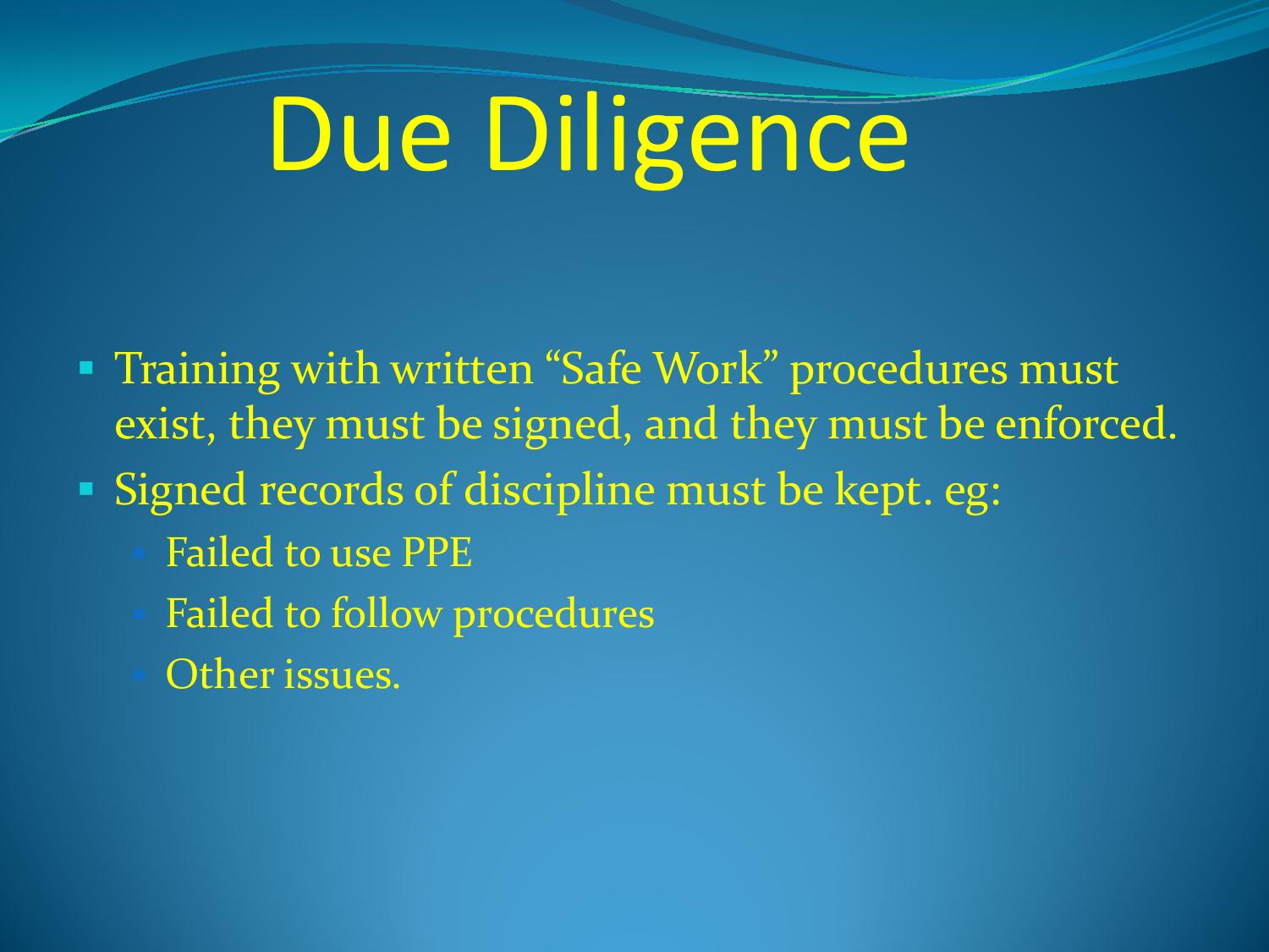# Due Diligence

- Training with written "Safe Work" procedures must exist, they must be signed, and they must be enforced.
- Signed records of discipline must be kept. eg:
  - Failed to use PPE
  - Failed to follow procedures
  - Other issues.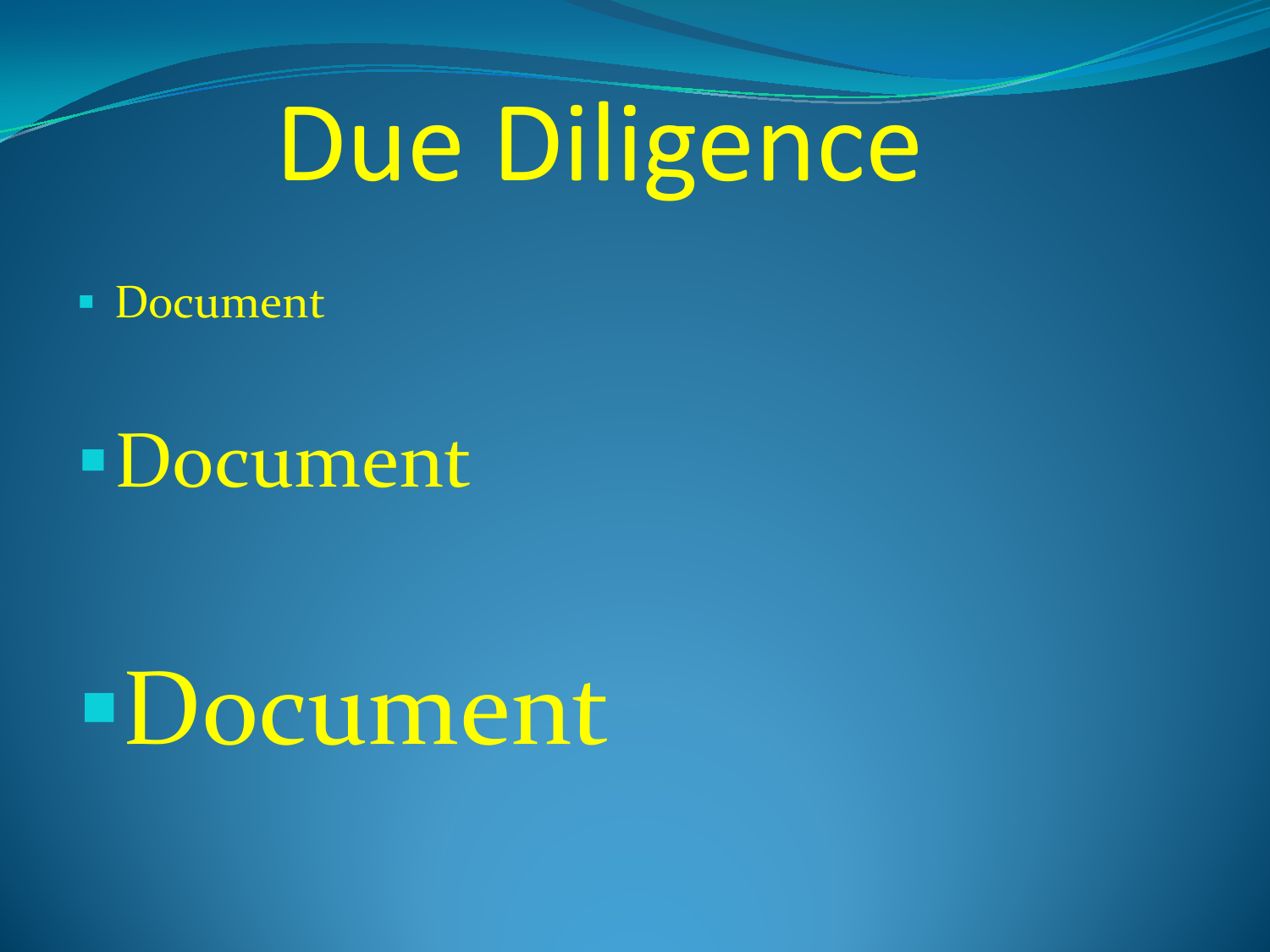# Due Diligence

- Document
- Document
- Document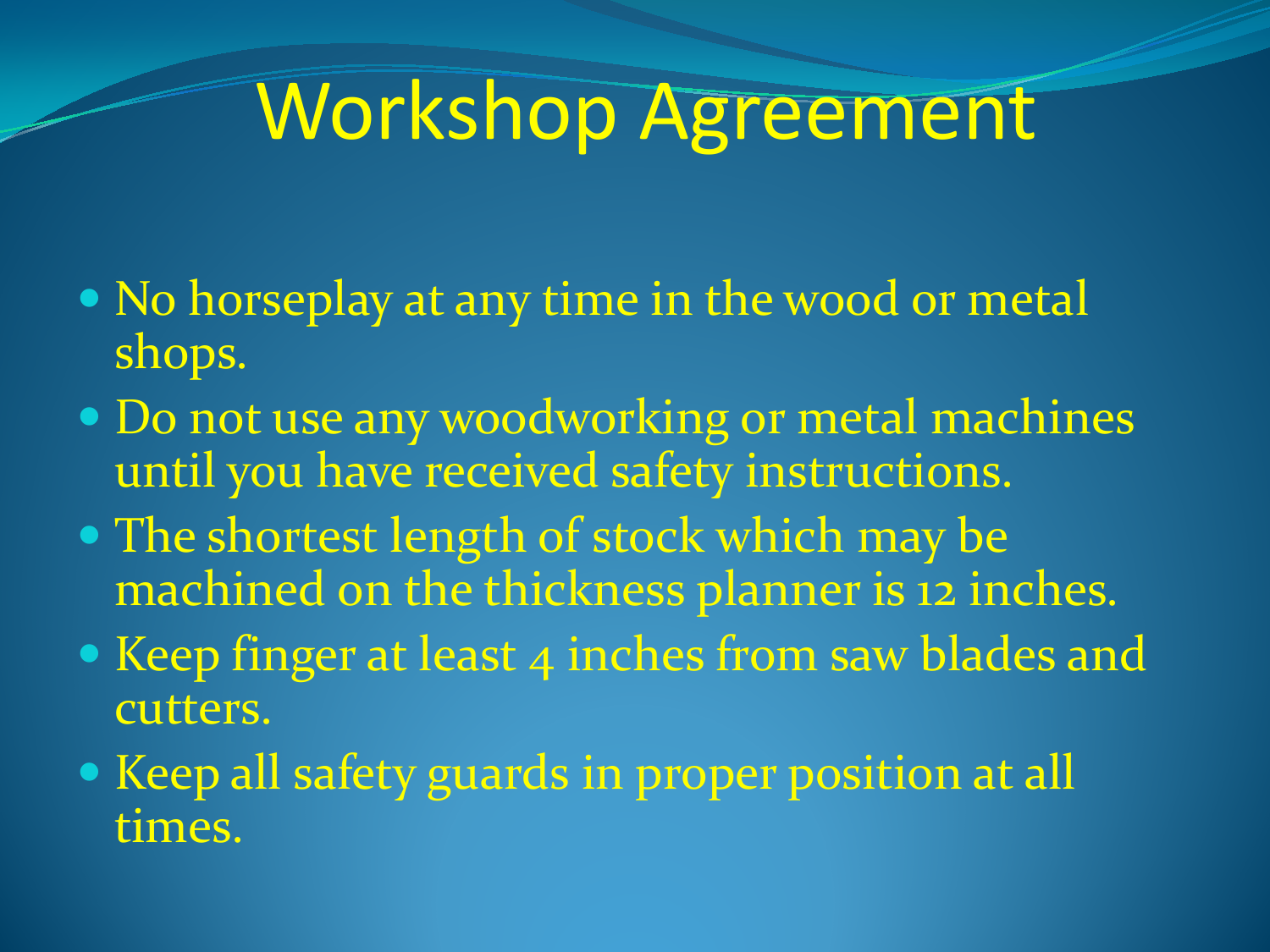# Workshop Agreement

- No horseplay at any time in the wood or metal shops.
- Do not use any woodworking or metal machines until you have received safety instructions.
- The shortest length of stock which may be machined on the thickness planner is 12 inches.
- Keep finger at least 4 inches from saw blades and cutters.
- Keep all safety guards in proper position at all times.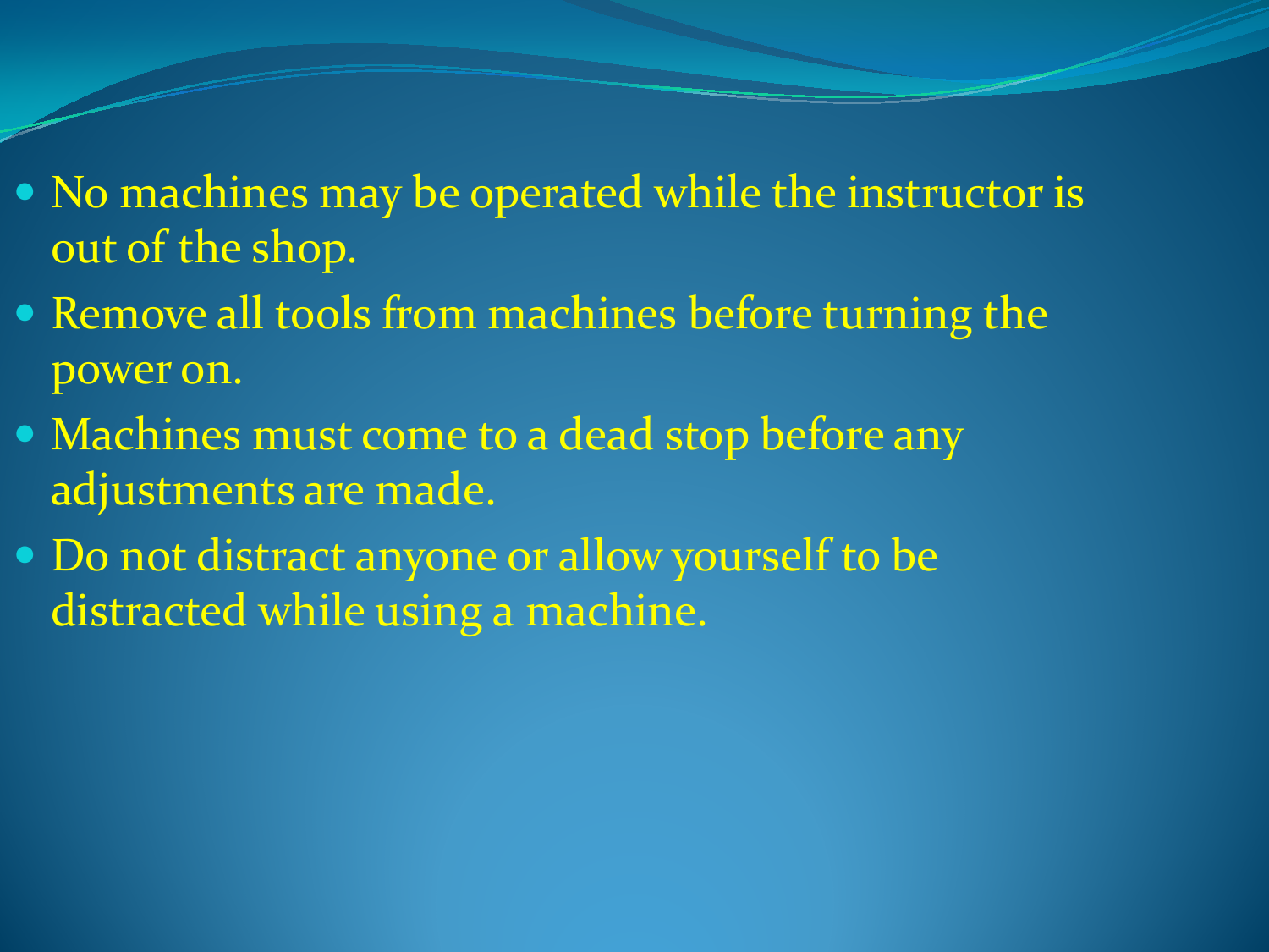- No machines may be operated while the instructor is out of the shop.
- Remove all tools from machines before turning the power on.
- Machines must come to a dead stop before any adjustments are made.
- Do not distract anyone or allow yourself to be distracted while using a machine.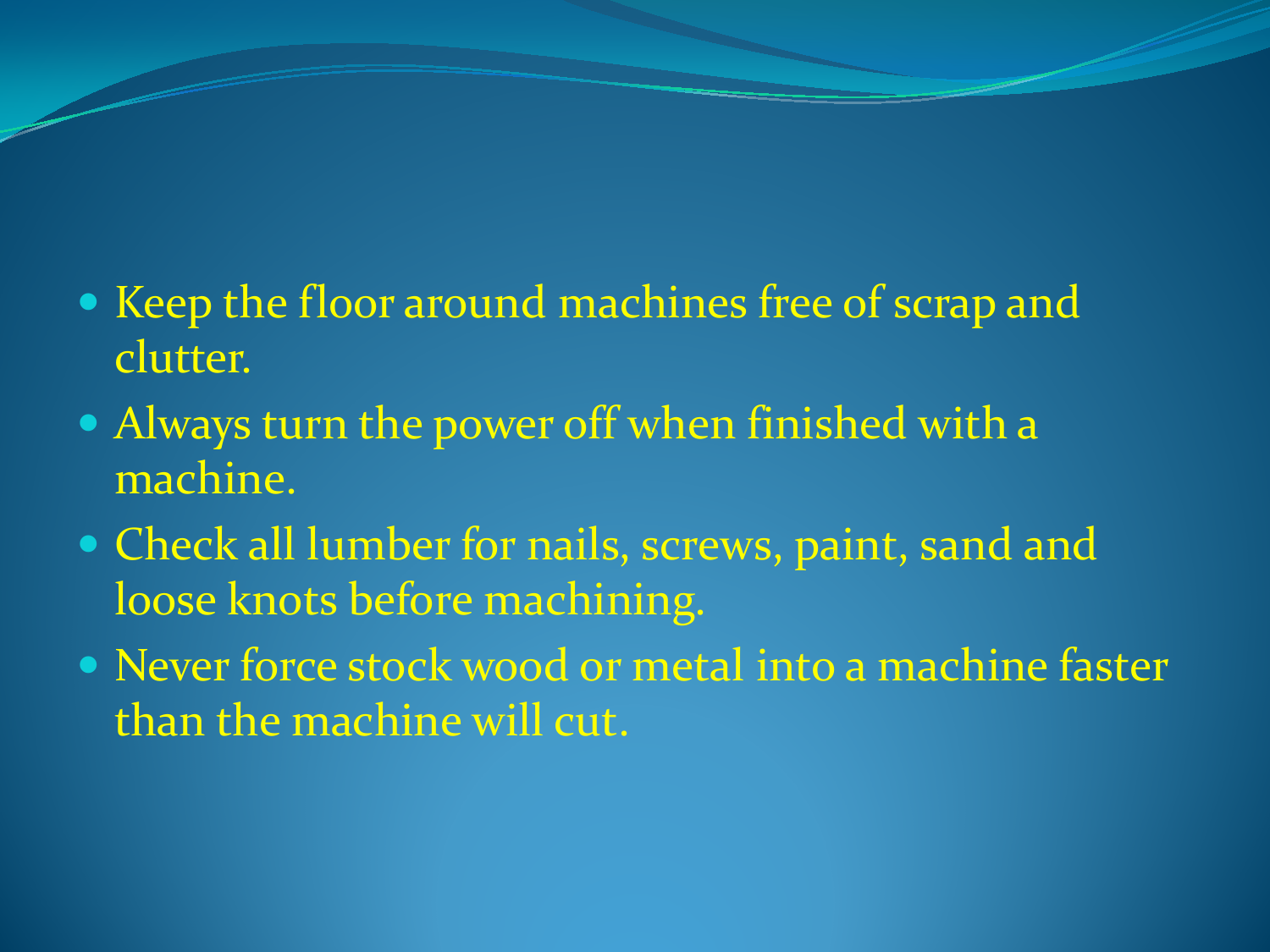- Keep the floor around machines free of scrap and clutter.
- Always turn the power off when finished with a machine.
- Check all lumber for nails, screws, paint, sand and loose knots before machining.
- Never force stock wood or metal into a machine faster than the machine will cut.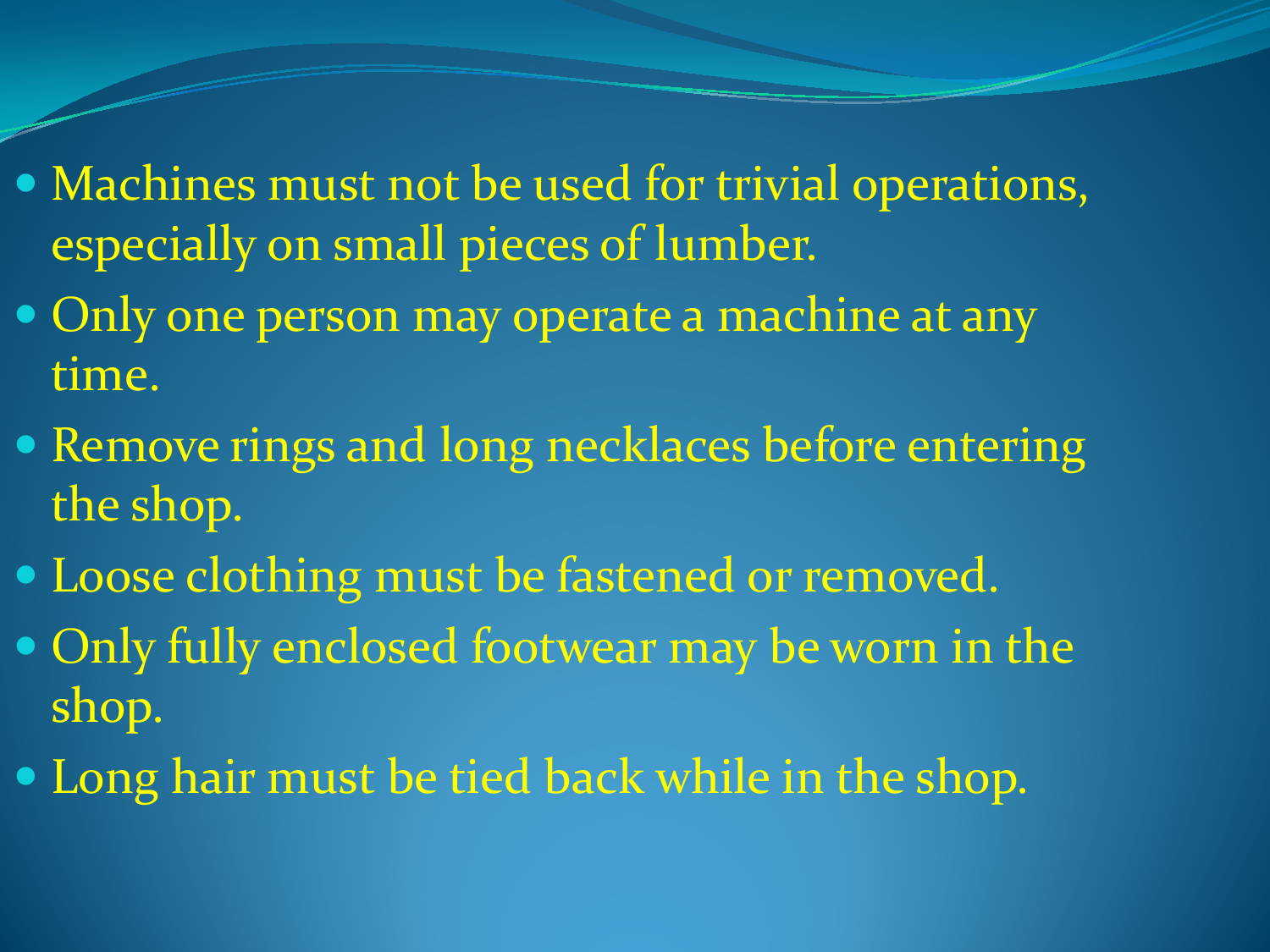- Machines must not be used for trivial operations, especially on small pieces of lumber.
- Only one person may operate a machine at any time.
- Remove rings and long necklaces before entering the shop.
- Loose clothing must be fastened or removed.
- Only fully enclosed footwear may be worn in the shop.
- Long hair must be tied back while in the shop.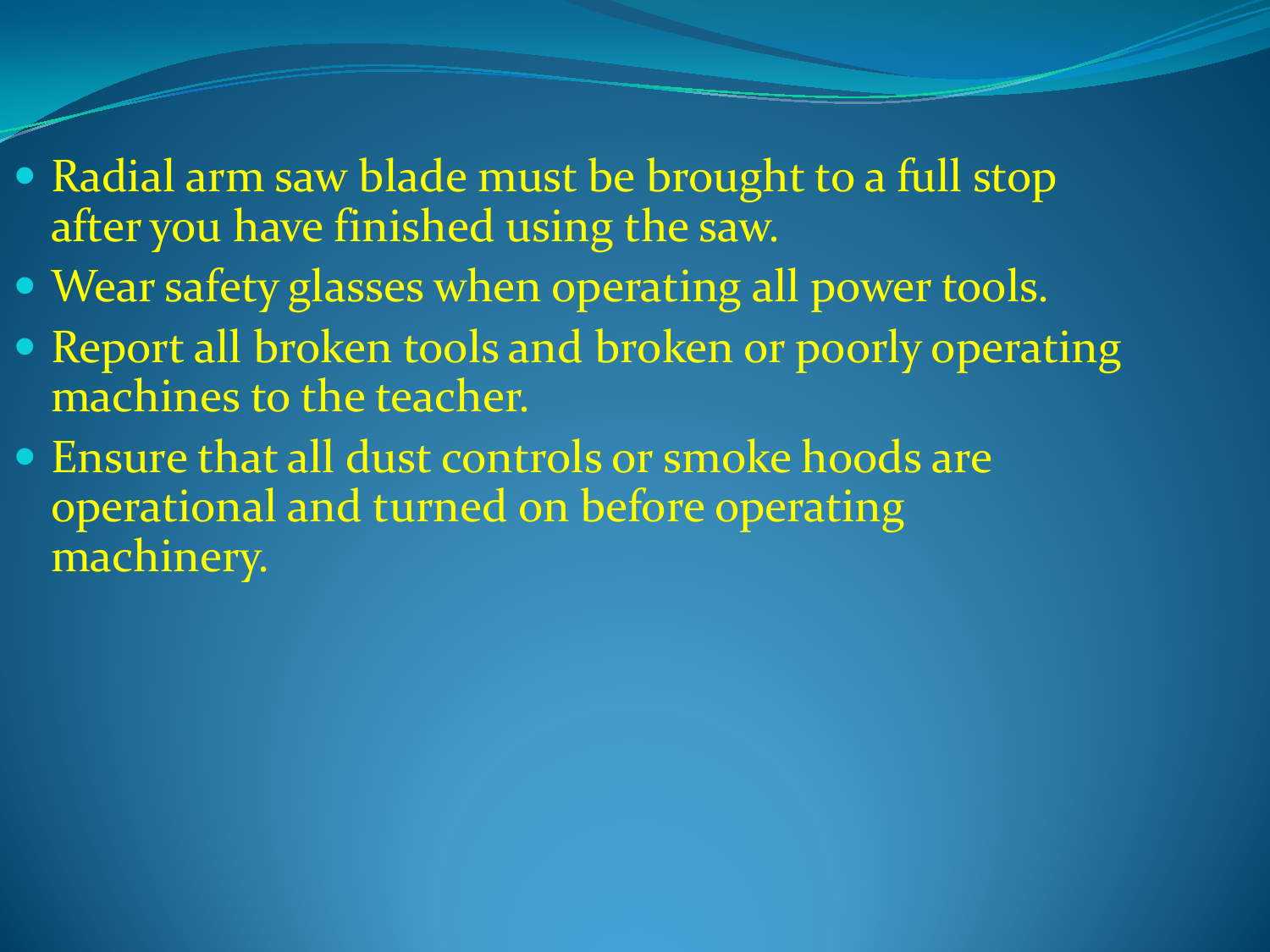- Radial arm saw blade must be brought to a full stop after you have finished using the saw.
- Wear safety glasses when operating all power tools.
- Report all broken tools and broken or poorly operating machines to the teacher.
- Ensure that all dust controls or smoke hoods are operational and turned on before operating machinery.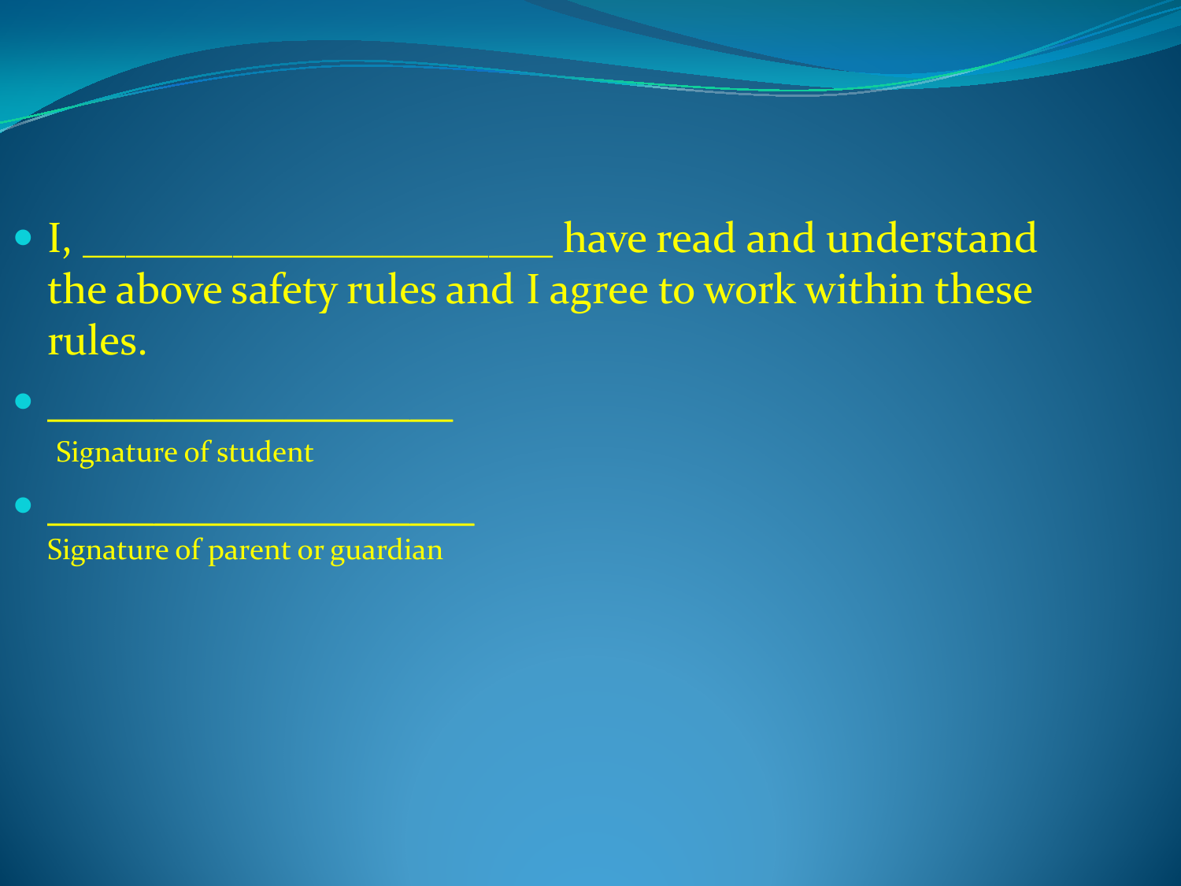- I, _______________________ have read and understand the above safety rules and I agree to work within these rules.
- ____________________

  Signature of student
- _____________________

  Signature of parent or guardian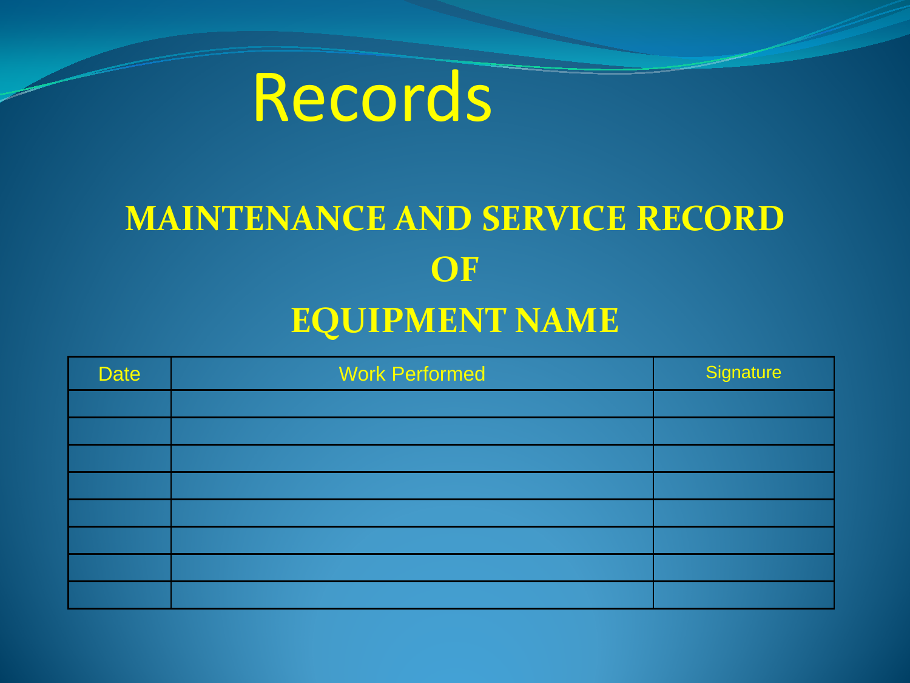# Records

## MAINTENANCE AND SERVICE RECORD
## OF
## EQUIPMENT NAME

| Date | Work Performed | Signature |
|---|---|---|
| | | |
| | | |
| | | |
| | | |
| | | |
| | | |
| | | |
| | | |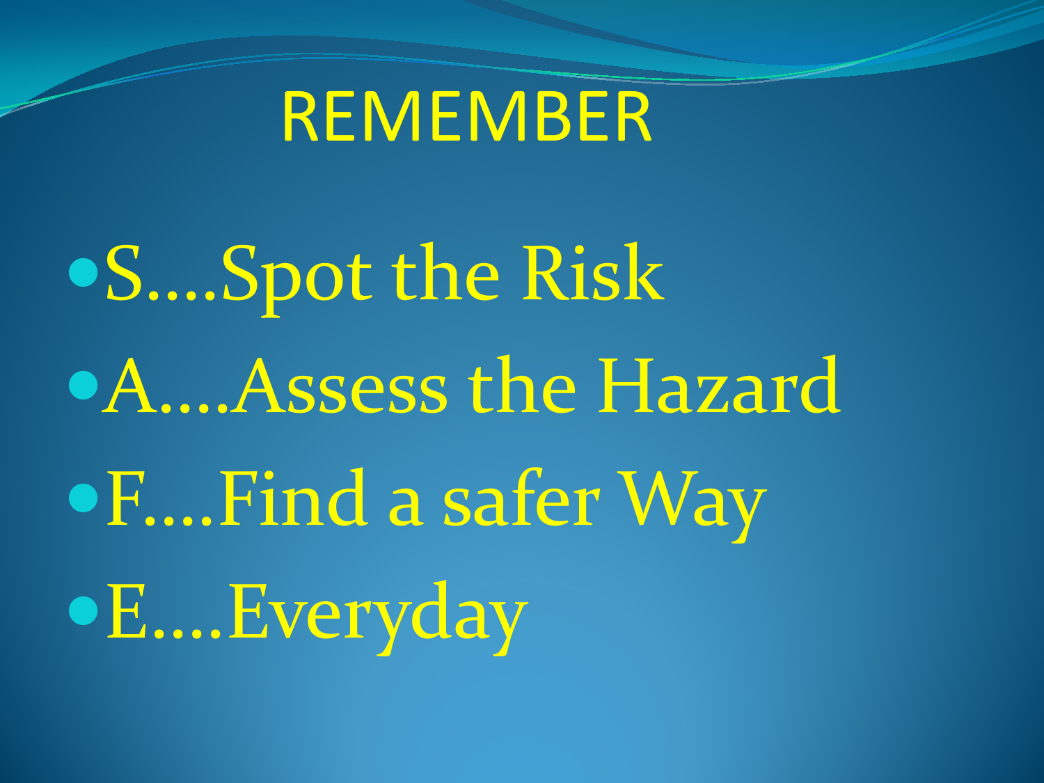# REMEMBER

- S....Spot the Risk
- A....Assess the Hazard
- F....Find a safer Way
- E....Everyday